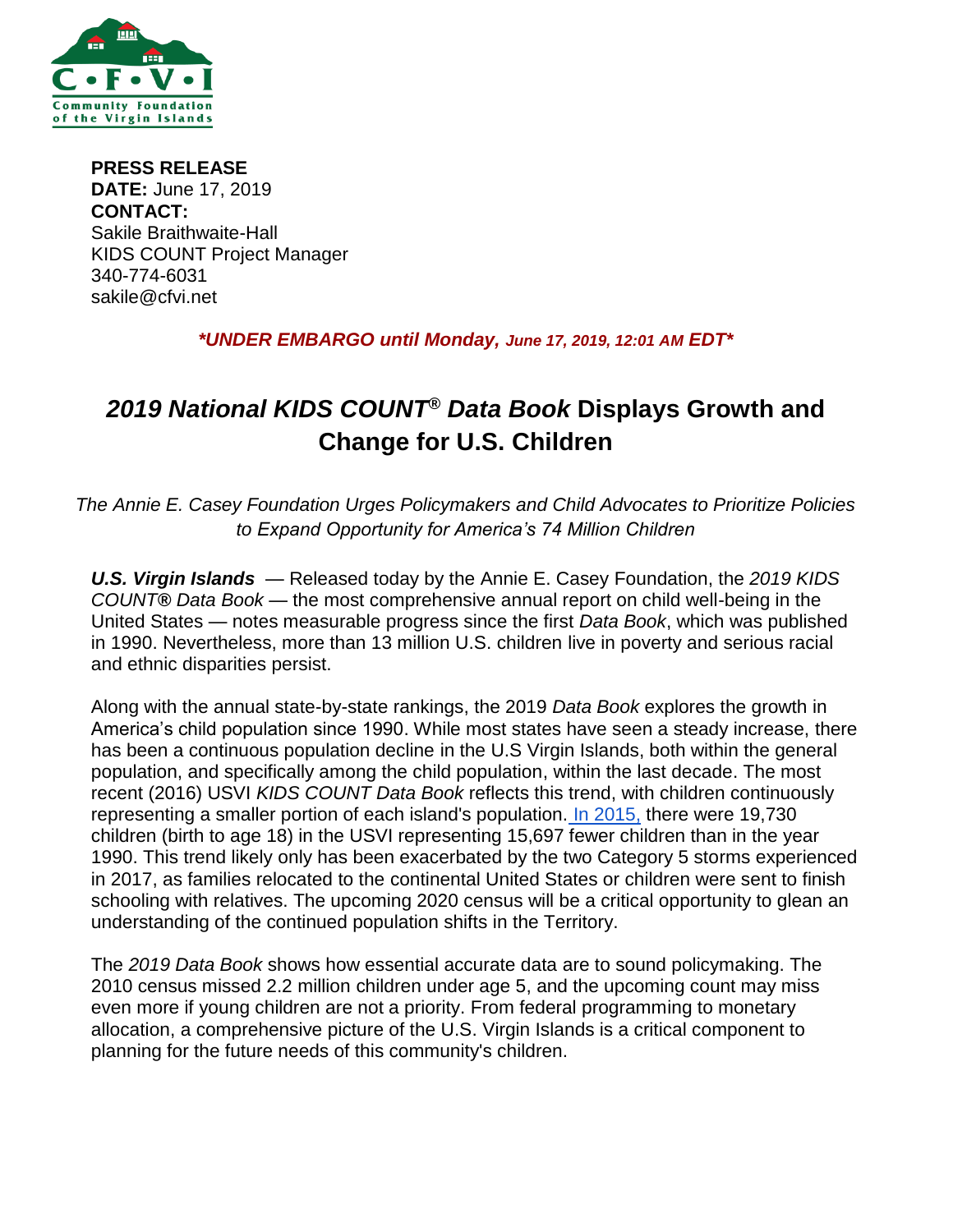**PRESS RELEASE**
**DATE:** June 17, 2019
**CONTACT:**
Sakile Braithwaite-Hall
KIDS COUNT Project Manager
340-774-6031
sakile@cfvi.net

***UNDER EMBARGO until Monday, June 17, 2019, 12:01 AM EDT***

# *2019 National KIDS COUNT® Data Book* Displays Growth and Change for U.S. Children

*The Annie E. Casey Foundation Urges Policymakers and Child Advocates to Prioritize Policies to Expand Opportunity for America's 74 Million Children*

***U.S. Virgin Islands*** — Released today by the Annie E. Casey Foundation, the *2019 KIDS COUNT® Data Book* — the most comprehensive annual report on child well-being in the United States — notes measurable progress since the first *Data Book*, which was published in 1990. Nevertheless, more than 13 million U.S. children live in poverty and serious racial and ethnic disparities persist.

Along with the annual state-by-state rankings, the 2019 *Data Book* explores the growth in America's child population since 1990. While most states have seen a steady increase, there has been a continuous population decline in the U.S Virgin Islands, both within the general population, and specifically among the child population, within the last decade. The most recent (2016) USVI *KIDS COUNT Data Book* reflects this trend, with children continuously representing a smaller portion of each island's population. In 2015, there were 19,730 children (birth to age 18) in the USVI representing 15,697 fewer children than in the year 1990. This trend likely only has been exacerbated by the two Category 5 storms experienced in 2017, as families relocated to the continental United States or children were sent to finish schooling with relatives. The upcoming 2020 census will be a critical opportunity to glean an understanding of the continued population shifts in the Territory.

The *2019 Data Book* shows how essential accurate data are to sound policymaking. The 2010 census missed 2.2 million children under age 5, and the upcoming count may miss even more if young children are not a priority. From federal programming to monetary allocation, a comprehensive picture of the U.S. Virgin Islands is a critical component to planning for the future needs of this community's children.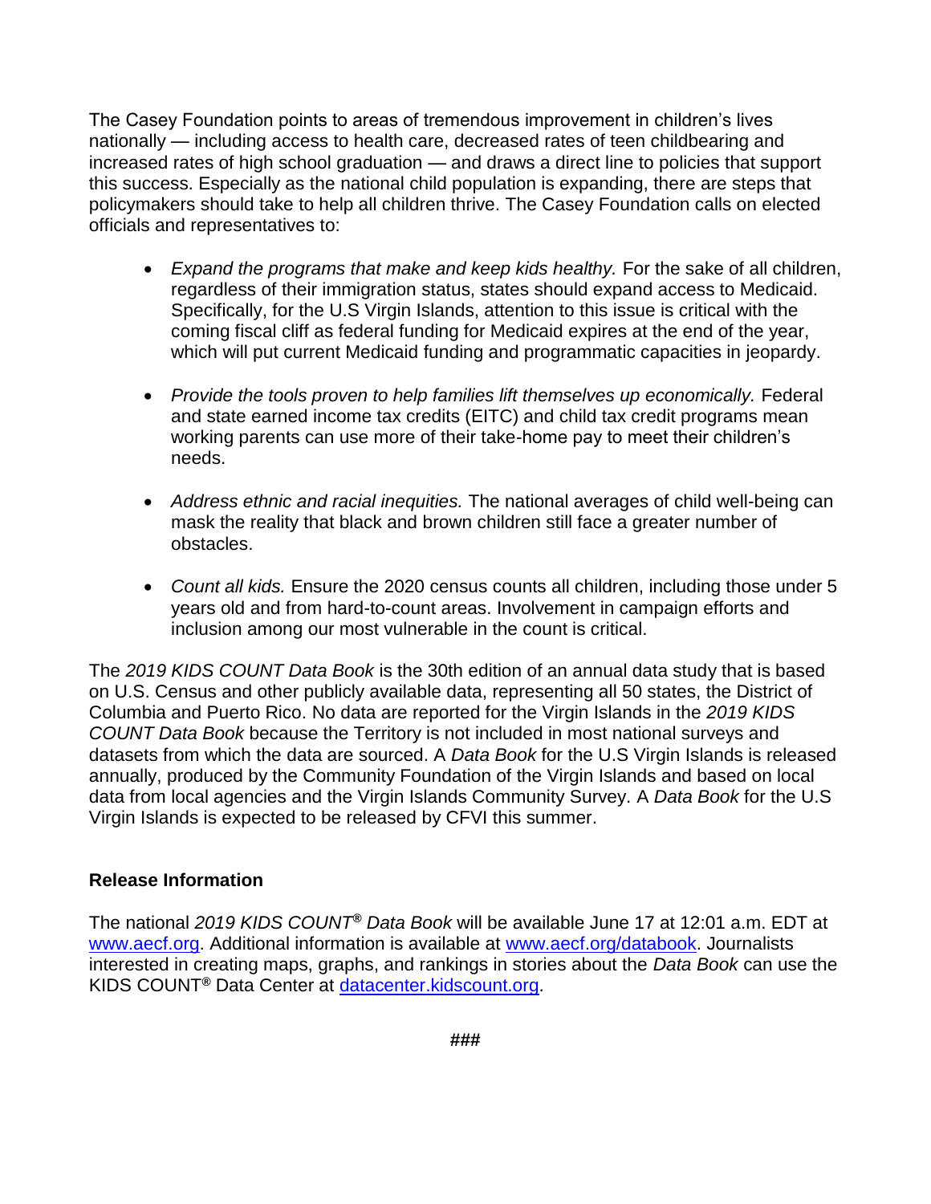The Casey Foundation points to areas of tremendous improvement in children's lives nationally — including access to health care, decreased rates of teen childbearing and increased rates of high school graduation — and draws a direct line to policies that support this success. Especially as the national child population is expanding, there are steps that policymakers should take to help all children thrive. The Casey Foundation calls on elected officials and representatives to:

- *Expand the programs that make and keep kids healthy.* For the sake of all children, regardless of their immigration status, states should expand access to Medicaid. Specifically, for the U.S Virgin Islands, attention to this issue is critical with the coming fiscal cliff as federal funding for Medicaid expires at the end of the year, which will put current Medicaid funding and programmatic capacities in jeopardy.
- *Provide the tools proven to help families lift themselves up economically.* Federal and state earned income tax credits (EITC) and child tax credit programs mean working parents can use more of their take-home pay to meet their children's needs.
- *Address ethnic and racial inequities.* The national averages of child well-being can mask the reality that black and brown children still face a greater number of obstacles.
- *Count all kids.* Ensure the 2020 census counts all children, including those under 5 years old and from hard-to-count areas. Involvement in campaign efforts and inclusion among our most vulnerable in the count is critical.

The *2019 KIDS COUNT Data Book* is the 30th edition of an annual data study that is based on U.S. Census and other publicly available data, representing all 50 states, the District of Columbia and Puerto Rico. No data are reported for the Virgin Islands in the *2019 KIDS COUNT Data Book* because the Territory is not included in most national surveys and datasets from which the data are sourced. A *Data Book* for the U.S Virgin Islands is released annually, produced by the Community Foundation of the Virgin Islands and based on local data from local agencies and the Virgin Islands Community Survey. A *Data Book* for the U.S Virgin Islands is expected to be released by CFVI this summer.

**Release Information**

The national *2019 KIDS COUNT® Data Book* will be available June 17 at 12:01 a.m. EDT at [www.aecf.org](www.aecf.org). Additional information is available at [www.aecf.org/databook](www.aecf.org/databook). Journalists interested in creating maps, graphs, and rankings in stories about the *Data Book* can use the KIDS COUNT® Data Center at [datacenter.kidscount.org](datacenter.kidscount.org).

###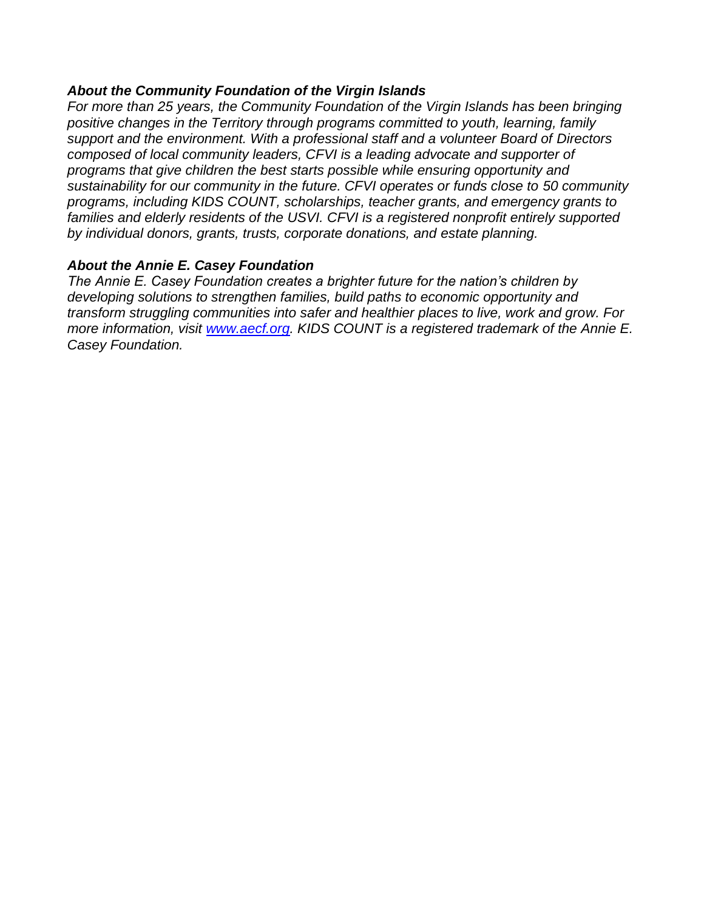***About the Community Foundation of the Virgin Islands***

*For more than 25 years, the Community Foundation of the Virgin Islands has been bringing positive changes in the Territory through programs committed to youth, learning, family support and the environment. With a professional staff and a volunteer Board of Directors composed of local community leaders, CFVI is a leading advocate and supporter of programs that give children the best starts possible while ensuring opportunity and sustainability for our community in the future. CFVI operates or funds close to 50 community programs, including KIDS COUNT, scholarships, teacher grants, and emergency grants to families and elderly residents of the USVI. CFVI is a registered nonprofit entirely supported by individual donors, grants, trusts, corporate donations, and estate planning.*

***About the Annie E. Casey Foundation***

*The Annie E. Casey Foundation creates a brighter future for the nation's children by developing solutions to strengthen families, build paths to economic opportunity and transform struggling communities into safer and healthier places to live, work and grow. For more information, visit [www.aecf.org](http://www.aecf.org). KIDS COUNT is a registered trademark of the Annie E. Casey Foundation.*